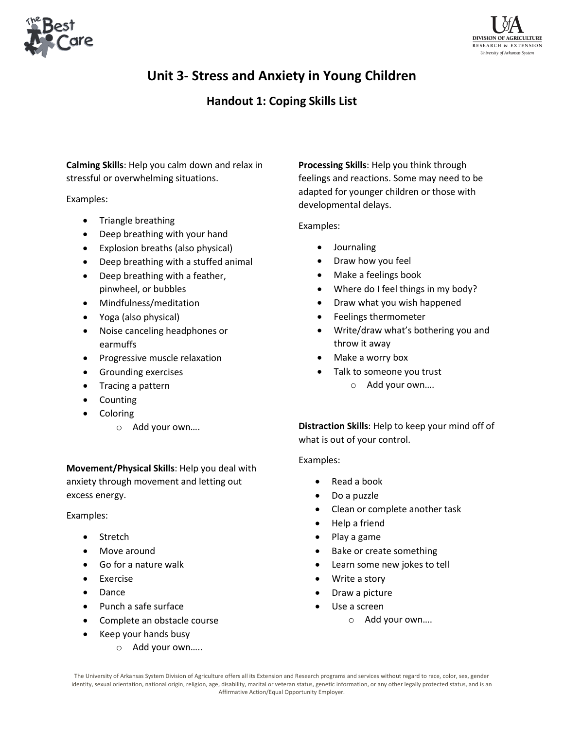# Unit 3- Stress and Anxiety in Young Children

## Handout 1: Coping Skills List

**Calming Skills**: Help you calm down and relax in stressful or overwhelming situations.

Examples:

- Triangle breathing
- Deep breathing with your hand
- Explosion breaths (also physical)
- Deep breathing with a stuffed animal
- Deep breathing with a feather, pinwheel, or bubbles
- Mindfulness/meditation
- Yoga (also physical)
- Noise canceling headphones or earmuffs
- Progressive muscle relaxation
- Grounding exercises
- Tracing a pattern
- Counting
- Coloring
  - Add your own….

**Movement/Physical Skills**: Help you deal with anxiety through movement and letting out excess energy.

Examples:

- Stretch
- Move around
- Go for a nature walk
- Exercise
- Dance
- Punch a safe surface
- Complete an obstacle course
- Keep your hands busy
  - Add your own…..

**Processing Skills**: Help you think through feelings and reactions. Some may need to be adapted for younger children or those with developmental delays.

Examples:

- Journaling
- Draw how you feel
- Make a feelings book
- Where do I feel things in my body?
- Draw what you wish happened
- Feelings thermometer
- Write/draw what's bothering you and throw it away
- Make a worry box
- Talk to someone you trust
  - Add your own….

**Distraction Skills**: Help to keep your mind off of what is out of your control.

Examples:

- Read a book
- Do a puzzle
- Clean or complete another task
- Help a friend
- Play a game
- Bake or create something
- Learn some new jokes to tell
- Write a story
- Draw a picture
- Use a screen
  - Add your own….

The University of Arkansas System Division of Agriculture offers all its Extension and Research programs and services without regard to race, color, sex, gender identity, sexual orientation, national origin, religion, age, disability, marital or veteran status, genetic information, or any other legally protected status, and is an Affirmative Action/Equal Opportunity Employer.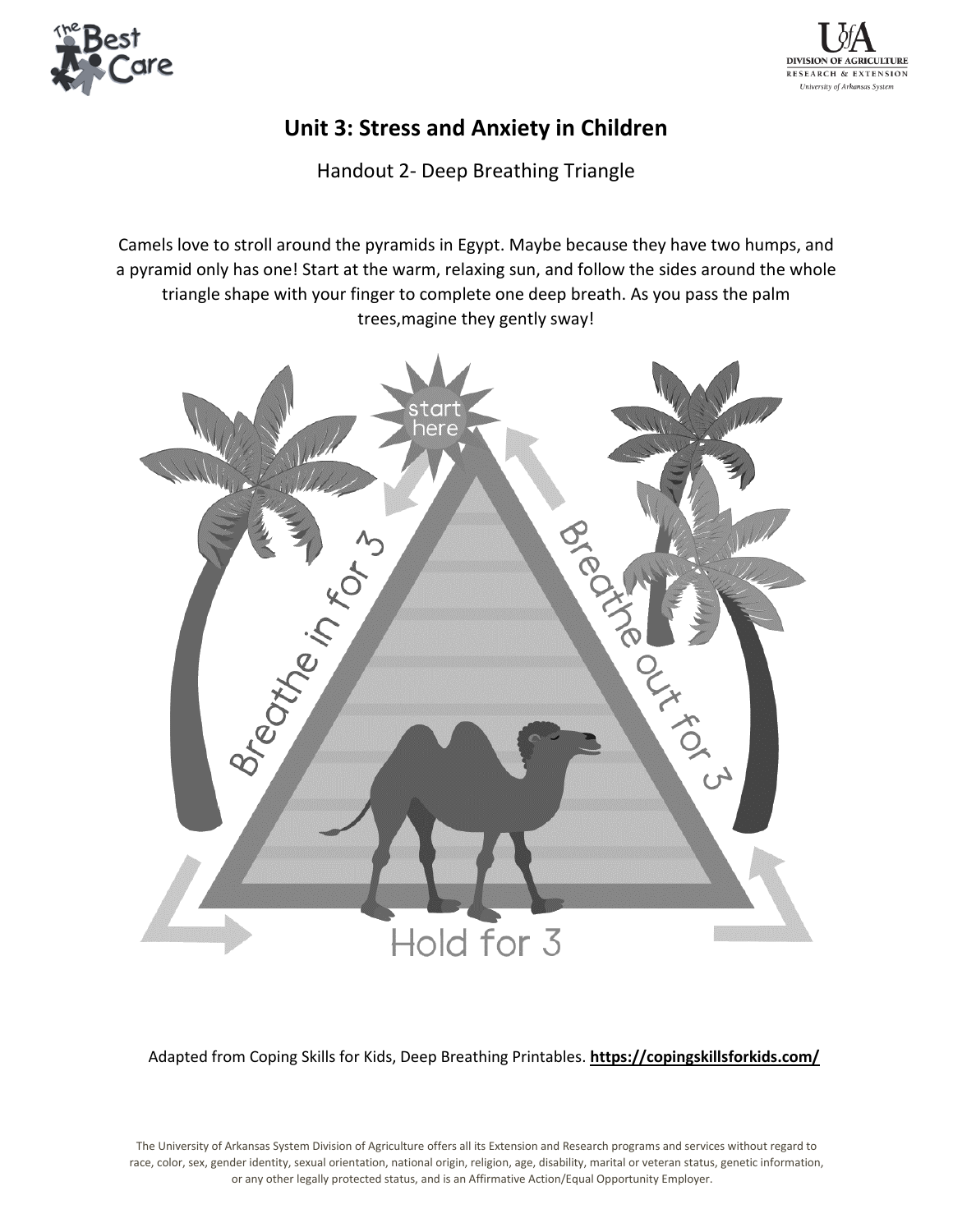## Unit 3: Stress and Anxiety in Children

Handout 2- Deep Breathing Triangle

Camels love to stroll around the pyramids in Egypt. Maybe because they have two humps, and a pyramid only has one! Start at the warm, relaxing sun, and follow the sides around the whole triangle shape with your finger to complete one deep breath. As you pass the palm trees,magine they gently sway!

start here

Breathe in for 3

Hold for 3

Breathe out for 3

Adapted from Coping Skills for Kids, Deep Breathing Printables. **https://copingskillsforkids.com/**

The University of Arkansas System Division of Agriculture offers all its Extension and Research programs and services without regard to race, color, sex, gender identity, sexual orientation, national origin, religion, age, disability, marital or veteran status, genetic information, or any other legally protected status, and is an Affirmative Action/Equal Opportunity Employer.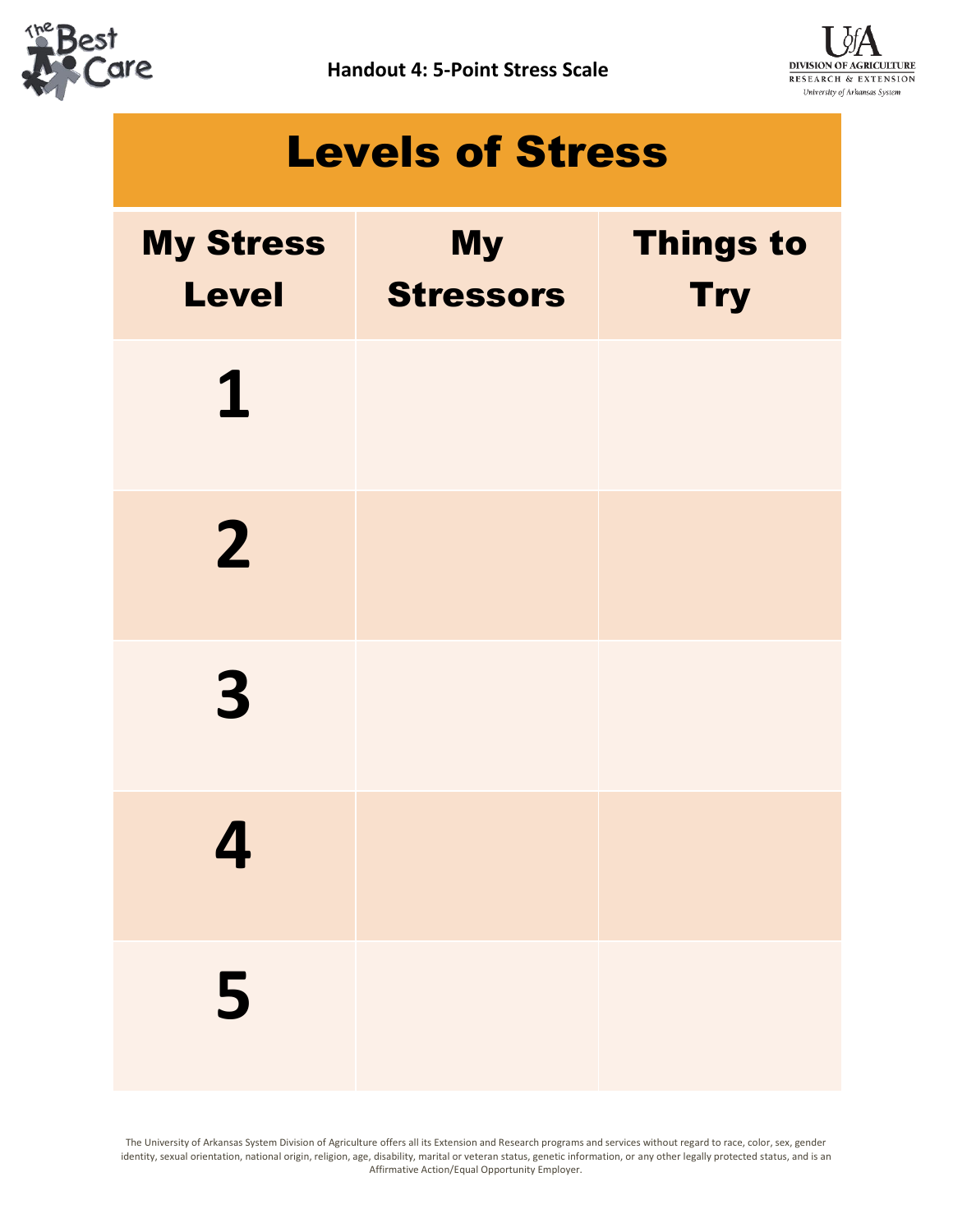Handout 4: 5-Point Stress Scale

# Levels of Stress

| My Stress Level | My Stressors | Things to Try |
|---|---|---|
| 1 | | |
| 2 | | |
| 3 | | |
| 4 | | |
| 5 | | |

The University of Arkansas System Division of Agriculture offers all its Extension and Research programs and services without regard to race, color, sex, gender identity, sexual orientation, national origin, religion, age, disability, marital or veteran status, genetic information, or any other legally protected status, and is an Affirmative Action/Equal Opportunity Employer.